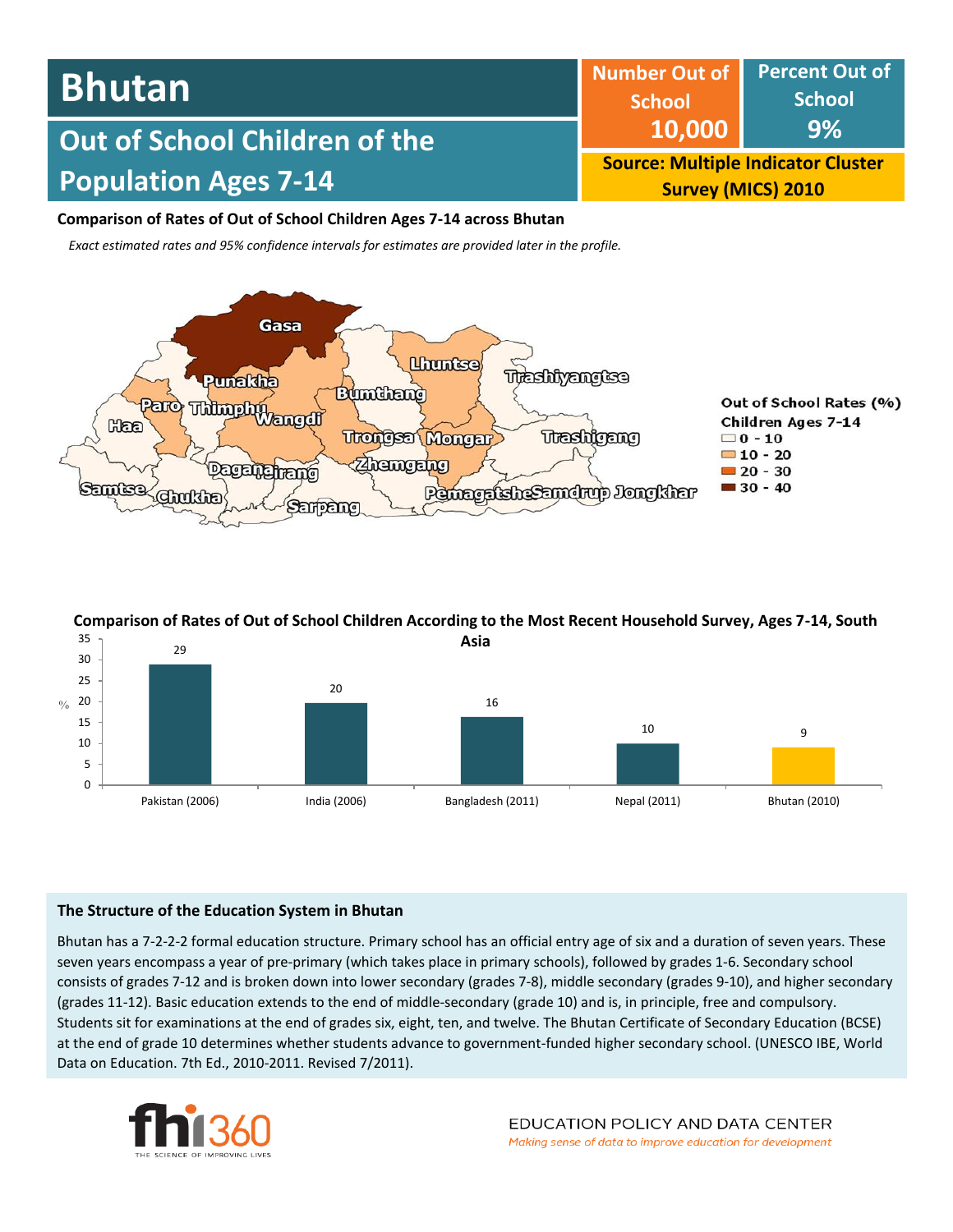# Bhutan

## Out of School Children of the Population Ages 7-14

| Number Out of School | Percent Out of School |
| --- | --- |
| 10,000 | 9% |

**Source: Multiple Indicator Cluster Survey (MICS) 2010**

**Comparison of Rates of Out of School Children Ages 7-14 across Bhutan**

*Exact estimated rates and 95% confidence intervals for estimates are provided later in the profile.*

Out of School Rates (%) Children Ages 7-14
- 0 - 10
- 10 - 20
- 20 - 30
- 30 - 40

Gasa, Punakha, Lhuntse, Trashiyangtse, Paro, Thimphu, Bumthang, Haa, Wangdi, Trongsa, Mongar, Trashigang, Dagana, Tsirang, Zhemgang, Samtse, Chukha, Sarpang, Pemagatshel, Samdrup Jongkhar

**Comparison of Rates of Out of School Children According to the Most Recent Household Survey, Ages 7-14, South Asia**

| Country | % |
| --- | --- |
| Pakistan (2006) | 29 |
| India (2006) | 20 |
| Bangladesh (2011) | 16 |
| Nepal (2011) | 10 |
| Bhutan (2010) | 9 |

### The Structure of the Education System in Bhutan

Bhutan has a 7-2-2-2 formal education structure. Primary school has an official entry age of six and a duration of seven years. These seven years encompass a year of pre-primary (which takes place in primary schools), followed by grades 1-6. Secondary school consists of grades 7-12 and is broken down into lower secondary (grades 7-8), middle secondary (grades 9-10), and higher secondary (grades 11-12). Basic education extends to the end of middle-secondary (grade 10) and is, in principle, free and compulsory. Students sit for examinations at the end of grades six, eight, ten, and twelve. The Bhutan Certificate of Secondary Education (BCSE) at the end of grade 10 determines whether students advance to government-funded higher secondary school. (UNESCO IBE, World Data on Education. 7th Ed., 2010-2011. Revised 7/2011).

fhi360 THE SCIENCE OF IMPROVING LIVES

EDUCATION POLICY AND DATA CENTER
*Making sense of data to improve education for development*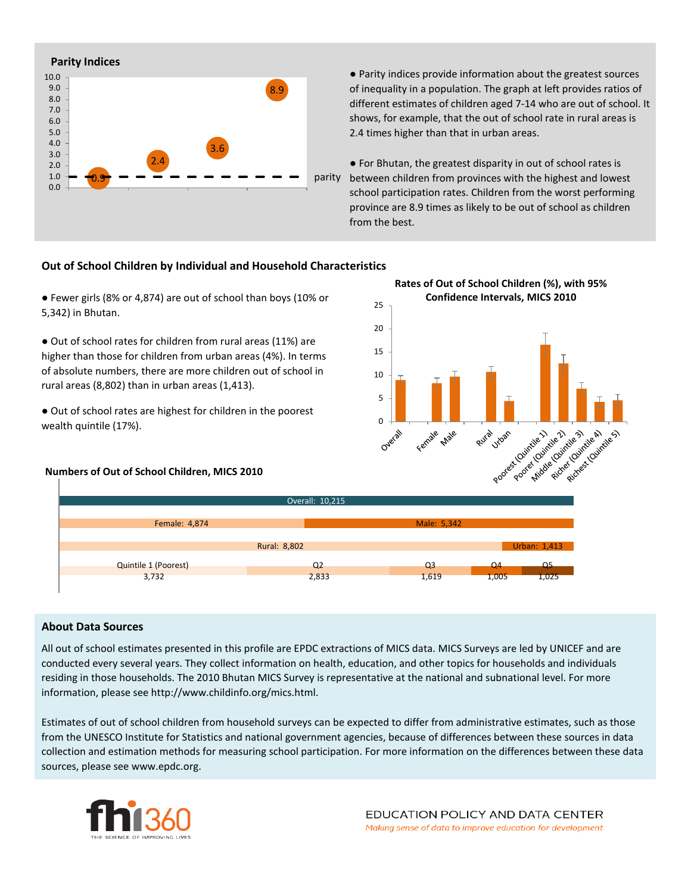## Parity Indices

| | Value |
|---|---|
| | 0.9 |
| | 2.4 |
| | 3.6 |
| | 8.9 |

parity

- Parity indices provide information about the greatest sources of inequality in a population. The graph at left provides ratios of different estimates of children aged 7-14 who are out of school. It shows, for example, that the out of school rate in rural areas is 2.4 times higher than that in urban areas.

- For Bhutan, the greatest disparity in out of school rates is between children from provinces with the highest and lowest school participation rates. Children from the worst performing province are 8.9 times as likely to be out of school as children from the best.

## Out of School Children by Individual and Household Characteristics

- Fewer girls (8% or 4,874) are out of school than boys (10% or 5,342) in Bhutan.

- Out of school rates for children from rural areas (11%) are higher than those for children from urban areas (4%). In terms of absolute numbers, there are more children out of school in rural areas (8,802) than in urban areas (1,413).

- Out of school rates are highest for children in the poorest wealth quintile (17%).

**Rates of Out of School Children (%), with 95% Confidence Intervals, MICS 2010**

Overall, Female, Male, Rural, Urban, Poorest (Quintile 1), Poorer (Quintile 2), Middle (Quintile 3), Richer (Quintile 4), Richest (Quintile 5)

**Numbers of Out of School Children, MICS 2010**

| Category | Number |
|---|---|
| Overall | 10,215 |
| Female | 4,874 |
| Male | 5,342 |
| Rural | 8,802 |
| Urban | 1,413 |
| Quintile 1 (Poorest) | 3,732 |
| Q2 | 2,833 |
| Q3 | 1,619 |
| Q4 | 1,005 |
| Q5 | 1,025 |

## About Data Sources

All out of school estimates presented in this profile are EPDC extractions of MICS data. MICS Surveys are led by UNICEF and are conducted every several years. They collect information on health, education, and other topics for households and individuals residing in those households. The 2010 Bhutan MICS Survey is representative at the national and subnational level. For more information, please see http://www.childinfo.org/mics.html.

Estimates of out of school children from household surveys can be expected to differ from administrative estimates, such as those from the UNESCO Institute for Statistics and national government agencies, because of differences between these sources in data collection and estimation methods for measuring school participation. For more information on the differences between these data sources, please see www.epdc.org.

fhi360 THE SCIENCE OF IMPROVING LIVES

EDUCATION POLICY AND DATA CENTER
*Making sense of data to improve education for development*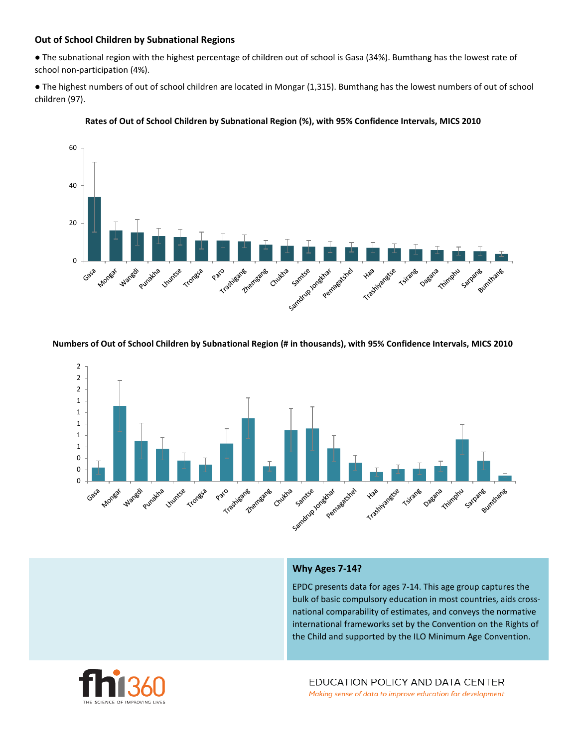### Out of School Children by Subnational Regions

- The subnational region with the highest percentage of children out of school is Gasa (34%). Bumthang has the lowest rate of school non-participation (4%).
- The highest numbers of out of school children are located in Mongar (1,315). Bumthang has the lowest numbers of out of school children (97).

**Rates of Out of School Children by Subnational Region (%), with 95% Confidence Intervals, MICS 2010**

**Numbers of Out of School Children by Subnational Region (# in thousands), with 95% Confidence Intervals, MICS 2010**

### Why Ages 7-14?

EPDC presents data for ages 7-14. This age group captures the bulk of basic compulsory education in most countries, aids cross-national comparability of estimates, and conveys the normative international frameworks set by the Convention on the Rights of the Child and supported by the ILO Minimum Age Convention.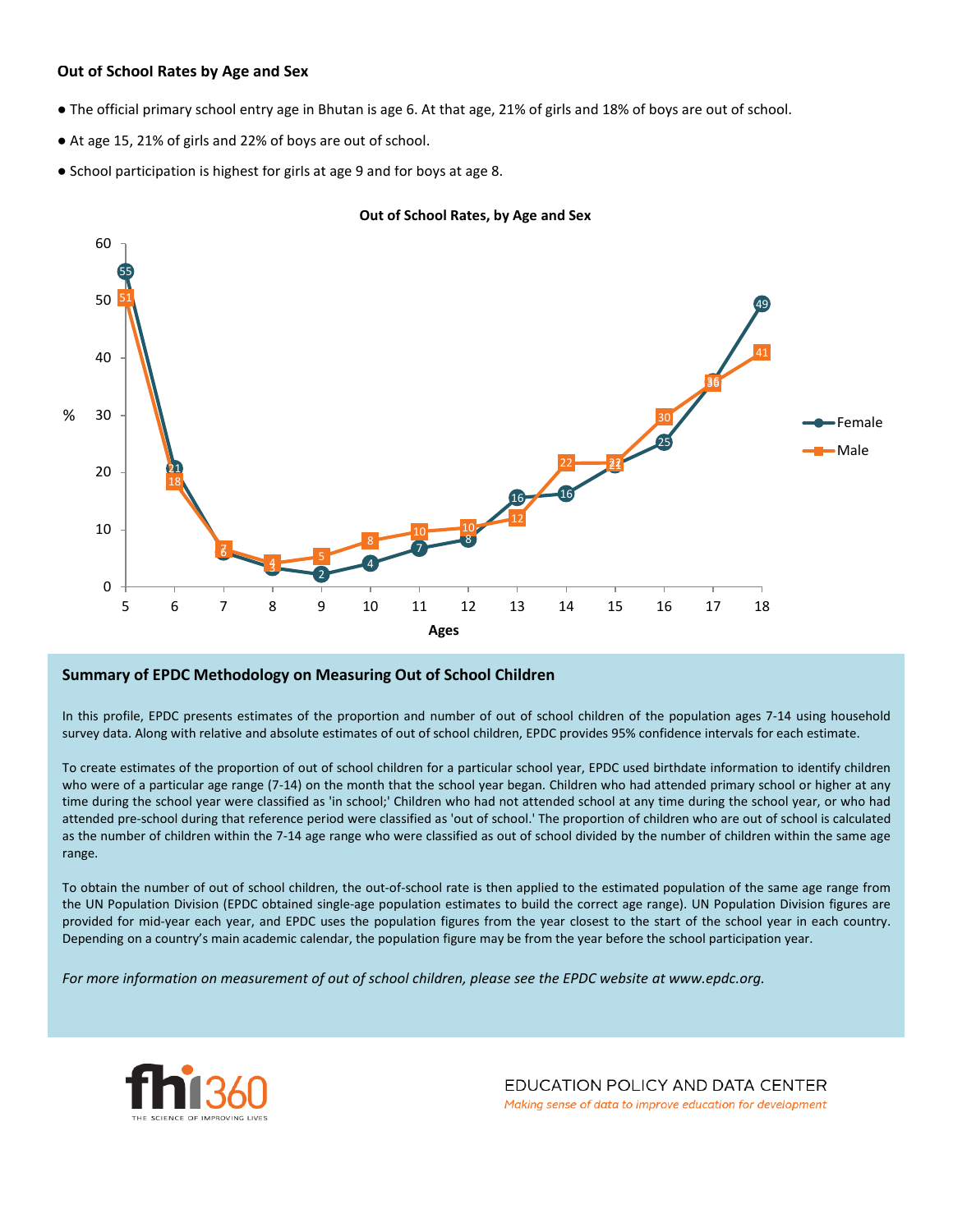### Out of School Rates by Age and Sex

- The official primary school entry age in Bhutan is age 6. At that age, 21% of girls and 18% of boys are out of school.
- At age 15, 21% of girls and 22% of boys are out of school.
- School participation is highest for girls at age 9 and for boys at age 8.

**Out of School Rates, by Age and Sex**

| Ages | 5 | 6 | 7 | 8 | 9 | 10 | 11 | 12 | 13 | 14 | 15 | 16 | 17 | 18 |
|---|---|---|---|---|---|---|---|---|---|---|---|---|---|---|
| Female (%) | 55 | 21 | 6 | 3 | 2 | 4 | 7 | 8 | 16 | 16 | 21 | 25 | 36 | 49 |
| Male (%) | 51 | 18 | 7 | 4 | 5 | 8 | 10 | 10 | 12 | 22 | 22 | 30 | 36 | 41 |

## Summary of EPDC Methodology on Measuring Out of School Children

In this profile, EPDC presents estimates of the proportion and number of out of school children of the population ages 7-14 using household survey data. Along with relative and absolute estimates of out of school children, EPDC provides 95% confidence intervals for each estimate.

To create estimates of the proportion of out of school children for a particular school year, EPDC used birthdate information to identify children who were of a particular age range (7-14) on the month that the school year began. Children who had attended primary school or higher at any time during the school year were classified as 'in school;' Children who had not attended school at any time during the school year, or who had attended pre-school during that reference period were classified as 'out of school.' The proportion of children who are out of school is calculated as the number of children within the 7-14 age range who were classified as out of school divided by the number of children within the same age range.

To obtain the number of out of school children, the out-of-school rate is then applied to the estimated population of the same age range from the UN Population Division (EPDC obtained single-age population estimates to build the correct age range). UN Population Division figures are provided for mid-year each year, and EPDC uses the population figures from the year closest to the start of the school year in each country. Depending on a country's main academic calendar, the population figure may be from the year before the school participation year.

*For more information on measurement of out of school children, please see the EPDC website at www.epdc.org.*

fhi360 THE SCIENCE OF IMPROVING LIVES

EDUCATION POLICY AND DATA CENTER

*Making sense of data to improve education for development*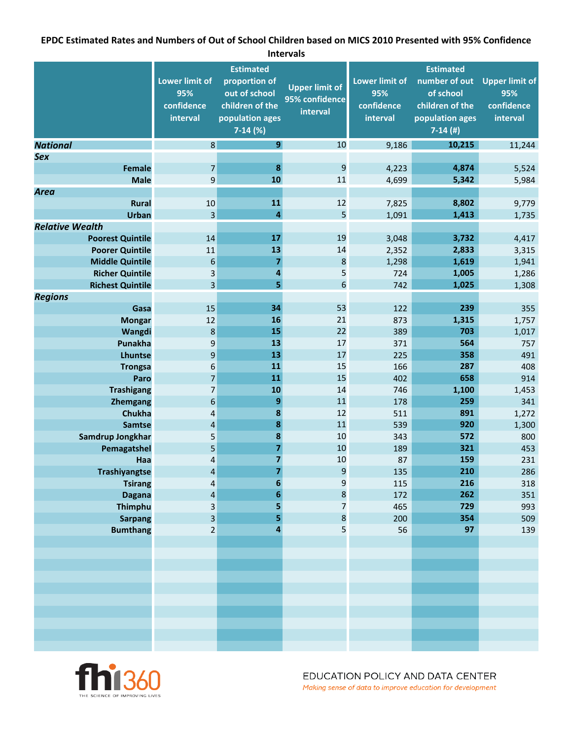**EPDC Estimated Rates and Numbers of Out of School Children based on MICS 2010 Presented with 95% Confidence Intervals**

| | Lower limit of 95% confidence interval | Estimated proportion of out of school children of the population ages 7-14 (%) | Upper limit of 95% confidence interval | Lower limit of 95% confidence interval | Estimated number of out of school children of the population ages 7-14 (#) | Upper limit of 95% confidence interval |
|---|---|---|---|---|---|---|
| ***National*** | 8 | **9** | 10 | 9,186 | **10,215** | 11,244 |
| ***Sex*** | | | | | | |
| **Female** | 7 | **8** | 9 | 4,223 | **4,874** | 5,524 |
| **Male** | 9 | **10** | 11 | 4,699 | **5,342** | 5,984 |
| ***Area*** | | | | | | |
| **Rural** | 10 | **11** | 12 | 7,825 | **8,802** | 9,779 |
| **Urban** | 3 | **4** | 5 | 1,091 | **1,413** | 1,735 |
| ***Relative Wealth*** | | | | | | |
| **Poorest Quintile** | 14 | **17** | 19 | 3,048 | **3,732** | 4,417 |
| **Poorer Quintile** | 11 | **13** | 14 | 2,352 | **2,833** | 3,315 |
| **Middle Quintile** | 6 | **7** | 8 | 1,298 | **1,619** | 1,941 |
| **Richer Quintile** | 3 | **4** | 5 | 724 | **1,005** | 1,286 |
| **Richest Quintile** | 3 | **5** | 6 | 742 | **1,025** | 1,308 |
| ***Regions*** | | | | | | |
| **Gasa** | 15 | **34** | 53 | 122 | **239** | 355 |
| **Mongar** | 12 | **16** | 21 | 873 | **1,315** | 1,757 |
| **Wangdi** | 8 | **15** | 22 | 389 | **703** | 1,017 |
| **Punakha** | 9 | **13** | 17 | 371 | **564** | 757 |
| **Lhuntse** | 9 | **13** | 17 | 225 | **358** | 491 |
| **Trongsa** | 6 | **11** | 15 | 166 | **287** | 408 |
| **Paro** | 7 | **11** | 15 | 402 | **658** | 914 |
| **Trashigang** | 7 | **10** | 14 | 746 | **1,100** | 1,453 |
| **Zhemgang** | 6 | **9** | 11 | 178 | **259** | 341 |
| **Chukha** | 4 | **8** | 12 | 511 | **891** | 1,272 |
| **Samtse** | 4 | **8** | 11 | 539 | **920** | 1,300 |
| **Samdrup Jongkhar** | 5 | **8** | 10 | 343 | **572** | 800 |
| **Pemagatshel** | 5 | **7** | 10 | 189 | **321** | 453 |
| **Haa** | 4 | **7** | 10 | 87 | **159** | 231 |
| **Trashiyangtse** | 4 | **7** | 9 | 135 | **210** | 286 |
| **Tsirang** | 4 | **6** | 9 | 115 | **216** | 318 |
| **Dagana** | 4 | **6** | 8 | 172 | **262** | 351 |
| **Thimphu** | 3 | **5** | 7 | 465 | **729** | 993 |
| **Sarpang** | 3 | **5** | 8 | 200 | **354** | 509 |
| **Bumthang** | 2 | **4** | 5 | 56 | **97** | 139 |

fhi360 THE SCIENCE OF IMPROVING LIVES

EDUCATION POLICY AND DATA CENTER

*Making sense of data to improve education for development*